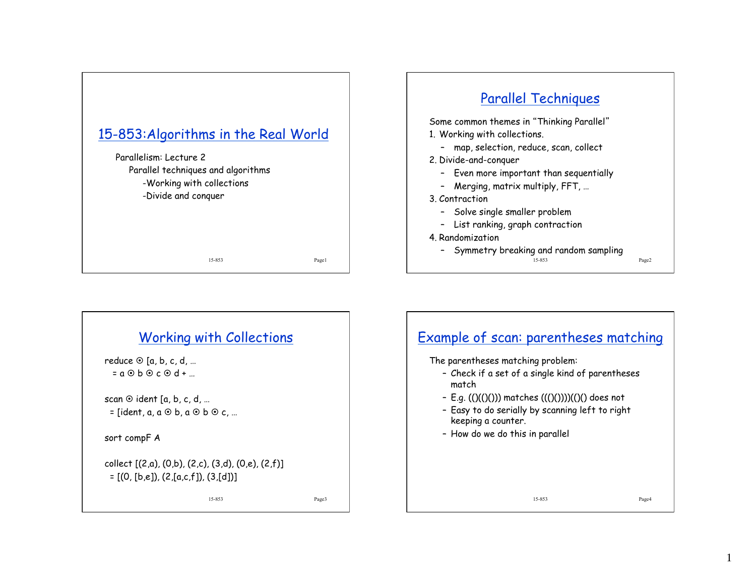# 15-853:Algorithms in the Real World

Parallelism: Lecture 2

Parallel techniques and algorithms

-Working with collections

-Divide and conquer

## Parallel Techniques

Some common themes in "Thinking Parallel"

1. Working with collections.
   - map, selection, reduce, scan, collect
2. Divide-and-conquer
   - Even more important than sequentially
   - Merging, matrix multiply, FFT, …
3. Contraction
   - Solve single smaller problem
   - List ranking, graph contraction
4. Randomization
   - Symmetry breaking and random sampling

## Working with Collections

reduce ⊙ [a, b, c, d, …

= a ⊙ b ⊙ c ⊙ d + …

scan ⊙ ident [a, b, c, d, …

= [ident, a, a ⊙ b, a ⊙ b ⊙ c, …

sort compF A

collect [(2,a), (0,b), (2,c), (3,d), (0,e), (2,f)]

= [(0, [b,e]), (2,[a,c,f]), (3,[d])]

## Example of scan: parentheses matching

The parentheses matching problem:

- Check if a set of a single kind of parentheses match
- E.g. (()(()())) matches ((()()))(()() does not
- Easy to do serially by scanning left to right keeping a counter.
- How do we do this in parallel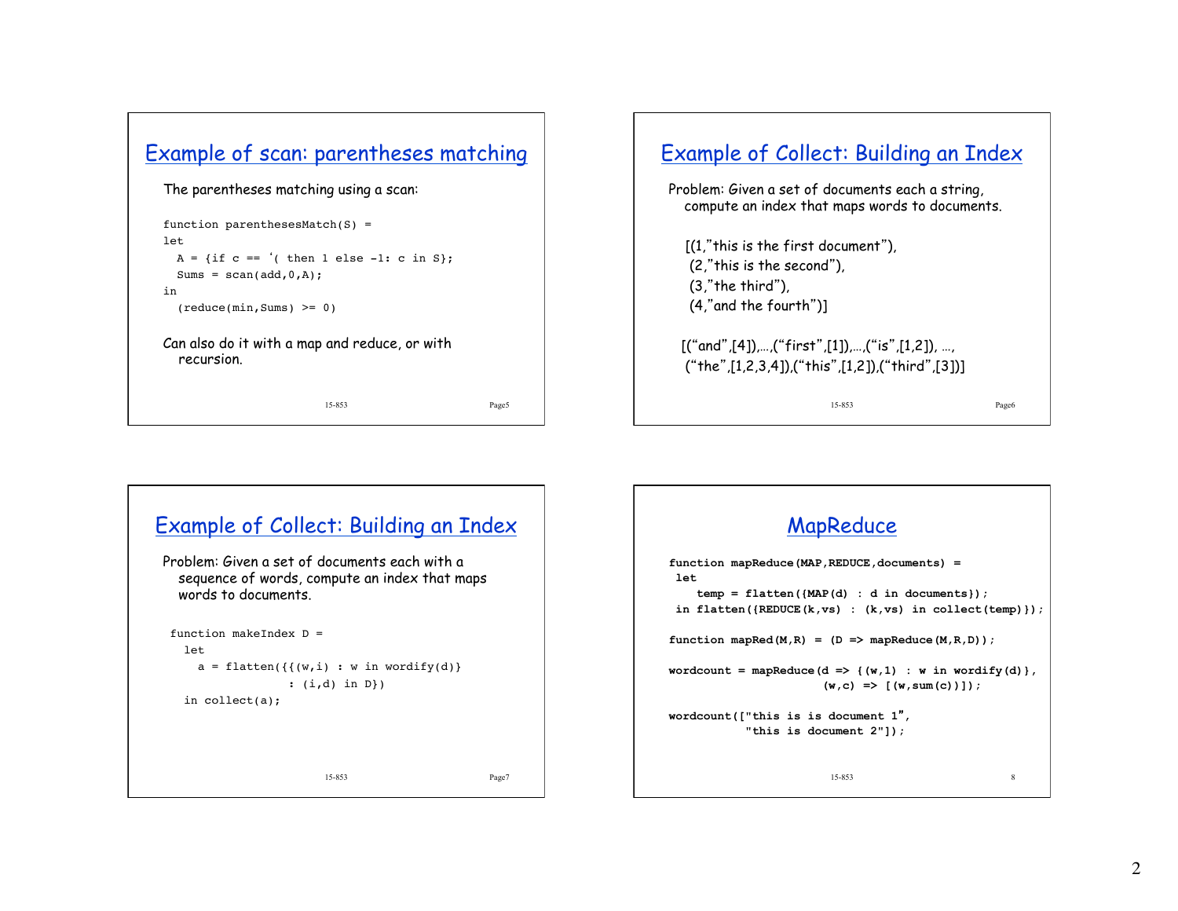## Example of scan: parentheses matching

The parentheses matching using a scan:

```
function parenthesesMatch(S) =
let
  A = {if c == '( then 1 else -1: c in S};
  Sums = scan(add,0,A);
in
  (reduce(min,Sums) >= 0)
```

Can also do it with a map and reduce, or with recursion.

## Example of Collect: Building an Index

Problem: Given a set of documents each a string, compute an index that maps words to documents.

[(1,"this is the first document"),
(2,"this is the second"),
(3,"the third"),
(4,"and the fourth")]

[("and",[4]),….,("first",[1]),….,("is",[1,2]), …,
("the",[1,2,3,4]),("this",[1,2]),("third",[3])]

## Example of Collect: Building an Index

Problem: Given a set of documents each with a sequence of words, compute an index that maps words to documents.

```
function makeIndex D =
  let
    a = flatten({{(w,i) : w in wordify(d)}
                : (i,d) in D})
  in collect(a);
```

## MapReduce

```
function mapReduce(MAP,REDUCE,documents) =
 let
    temp = flatten({MAP(d) : d in documents});
 in flatten({REDUCE(k,vs) : (k,vs) in collect(temp)});

function mapRed(M,R) = (D => mapReduce(M,R,D));

wordcount = mapReduce(d => {(w,1) : w in wordify(d)},
                      (w,c) => [(w,sum(c))]);

wordcount(["this is is document 1",
           "this is document 2"]);
```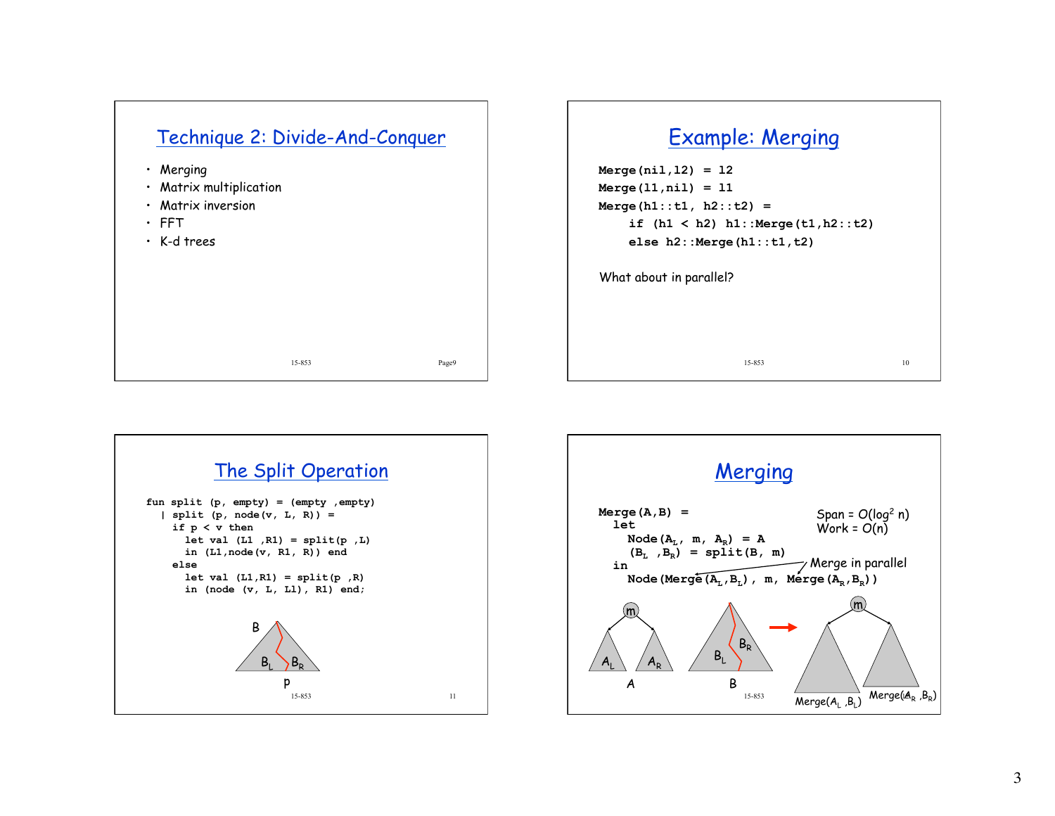## Technique 2: Divide-And-Conquer

- Merging
- Matrix multiplication
- Matrix inversion
- FFT
- K-d trees

## Example: Merging

```
Merge(nil,l2) = l2
Merge(l1,nil) = l1
Merge(h1::t1, h2::t2) =
    if (h1 < h2) h1::Merge(t1,h2::t2)
    else h2::Merge(h1::t1,t2)
```

What about in parallel?

## The Split Operation

```
fun split (p, empty) = (empty ,empty)
  | split (p, node(v, L, R)) =
    if p < v then
      let val (L1 ,R1) = split(p ,L)
      in (L1,node(v, R1, R)) end
    else
      let val (L1,R1) = split(p ,R)
      in (node (v, L, L1), R1) end;
```

B

$B_L$ $B_R$

p

## Merging

```
Merge(A,B) =
  let
    Node(A_L, m, A_R) = A
    (B_L ,B_R) = split(B, m)
  in
    Node(Merge(A_L,B_L), m, Merge(A_R,B_R))
```

Span = $O(\log^2 n)$
Work = $O(n)$

Merge in parallel

m, $A_L$, $A_R$, A

$B_L$, $B_R$, B

m, Merge($A_L$ ,$B_L$), Merge($A_R$ ,$B_R$)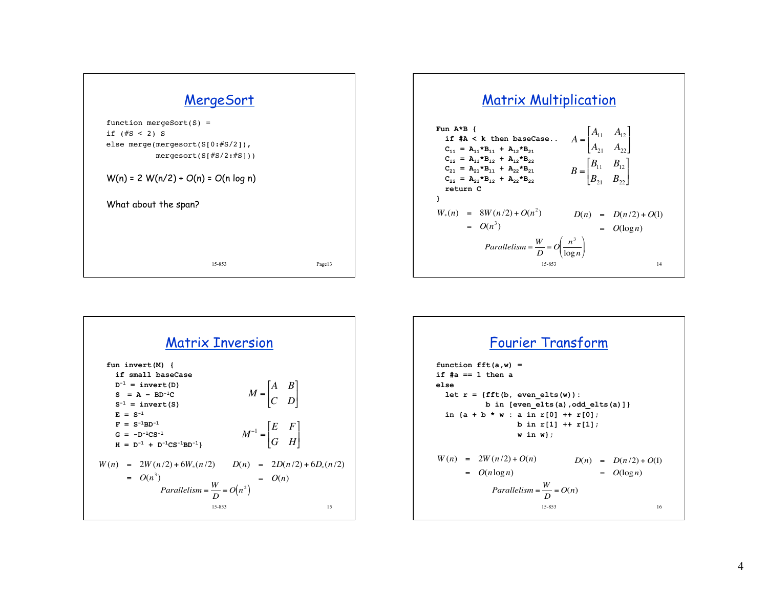## MergeSort

```
function mergeSort(S) =
if (#S < 2) S
else merge(mergesort(S[0:#S/2]),
           mergesort(S[#S/2:#S]))
```

W(n) = 2 W(n/2) + O(n) = O(n log n)

What about the span?

## Matrix Multiplication

```
Fun A*B {
  if #A < k then baseCase..
  C11 = A11*B11 + A12*B21
  C12 = A11*B12 + A12*B22
  C21 = A21*B11 + A22*B21
  C22 = A21*B12 + A22*B22
  return C
}
```

$$A = \begin{bmatrix} A_{11} & A_{12} \\ A_{21} & A_{22} \end{bmatrix}$$

$$B = \begin{bmatrix} B_{11} & B_{12} \\ B_{21} & B_{22} \end{bmatrix}$$

$$W_*(n) = 8W(n/2) + O(n^2) = O(n^3)$$

$$D(n) = D(n/2) + O(1) = O(\log n)$$

$$Parallelism = \frac{W}{D} = O\left(\frac{n^3}{\log n}\right)$$

## Matrix Inversion

```
fun invert(M) {
  if small baseCase
  D^-1 = invert(D)
  S  = A - BD^-1C
  S^-1 = invert(S)
  E = S^-1
  F = S^-1BD^-1
  G = -D^-1CS^-1
  H = D^-1 + D^-1CS^-1BD^-1}
```

$$M = \begin{bmatrix} A & B \\ C & D \end{bmatrix}$$

$$M^{-1} = \begin{bmatrix} E & F \\ G & H \end{bmatrix}$$

$$W(n) = 2W(n/2) + 6W_*(n/2) = O(n^3)$$

$$D(n) = 2D(n/2) + 6D_*(n/2) = O(n)$$

$$Parallelism = \frac{W}{D} = O(n^2)$$

## Fourier Transform

```
function fft(a,w) =
if #a == 1 then a
else
  let r = {fft(b, even_elts(w)):
           b in [even_elts(a),odd_elts(a)]}
  in {a + b * w : a in r[0] ++ r[0];
                  b in r[1] ++ r[1];
                  w in w};
```

$$W(n) = 2W(n/2) + O(n) = O(n \log n)$$

$$D(n) = D(n/2) + O(1) = O(\log n)$$

$$Parallelism = \frac{W}{D} = O(n)$$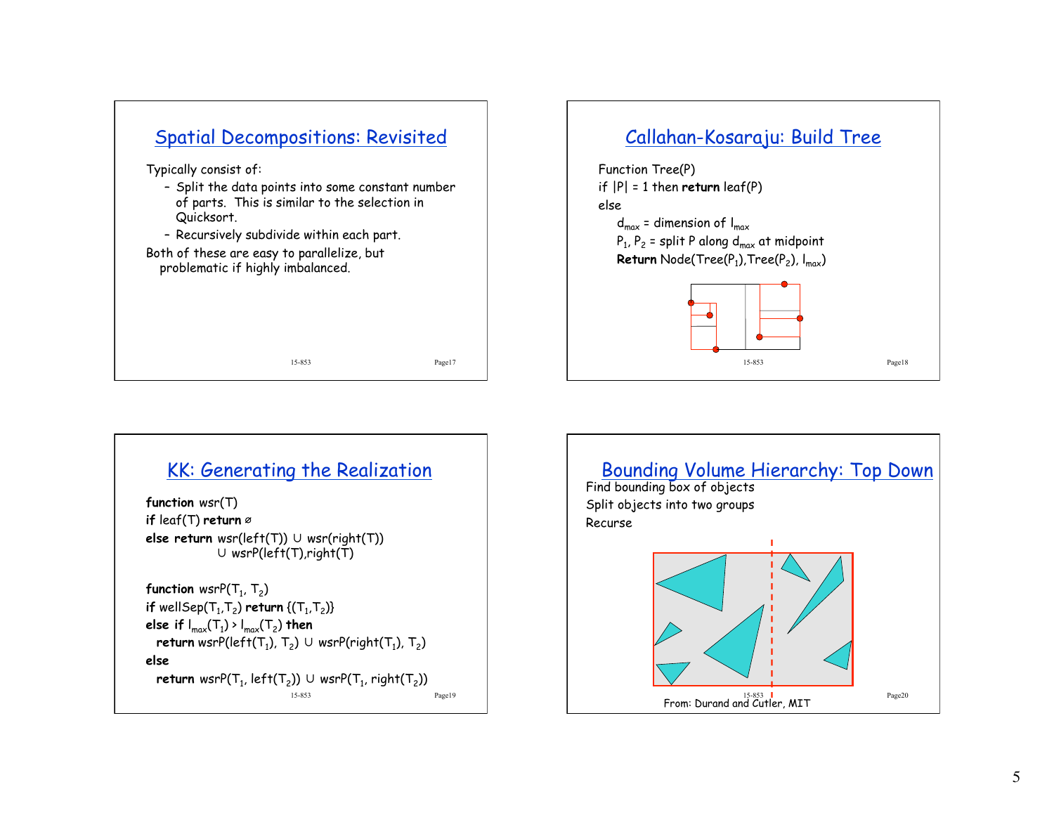## Spatial Decompositions: Revisited

Typically consist of:

- Split the data points into some constant number of parts. This is similar to the selection in Quicksort.
- Recursively subdivide within each part.

Both of these are easy to parallelize, but problematic if highly imbalanced.

## Callahan-Kosaraju: Build Tree

```
Function Tree(P)
if |P| = 1 then return leaf(P)
else
    d_max = dimension of l_max
    P_1, P_2 = split P along d_max at midpoint
    Return Node(Tree(P_1),Tree(P_2), l_max)
```

## KK: Generating the Realization

```
function wsr(T)
if leaf(T) return ∅
else return wsr(left(T)) ∪ wsr(right(T))
            ∪ wsrP(left(T),right(T)

function wsrP(T_1, T_2)
if wellSep(T_1,T_2) return {(T_1,T_2)}
else if l_max(T_1) > l_max(T_2) then
  return wsrP(left(T_1), T_2) ∪ wsrP(right(T_1), T_2)
else
  return wsrP(T_1, left(T_2)) ∪ wsrP(T_1, right(T_2))
```

## Bounding Volume Hierarchy: Top Down

Find bounding box of objects

Split objects into two groups

Recurse

From: Durand and Cutler, MIT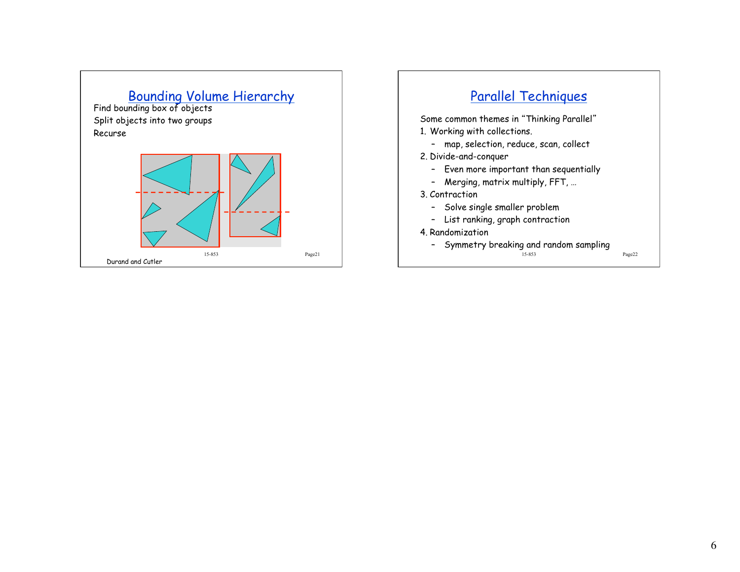## Bounding Volume Hierarchy

Find bounding box of objects

Split objects into two groups

Recurse

Durand and Cutler

## Parallel Techniques

Some common themes in "Thinking Parallel"

1. Working with collections.
   - map, selection, reduce, scan, collect
2. Divide-and-conquer
   - Even more important than sequentially
   - Merging, matrix multiply, FFT, …
3. Contraction
   - Solve single smaller problem
   - List ranking, graph contraction
4. Randomization
   - Symmetry breaking and random sampling